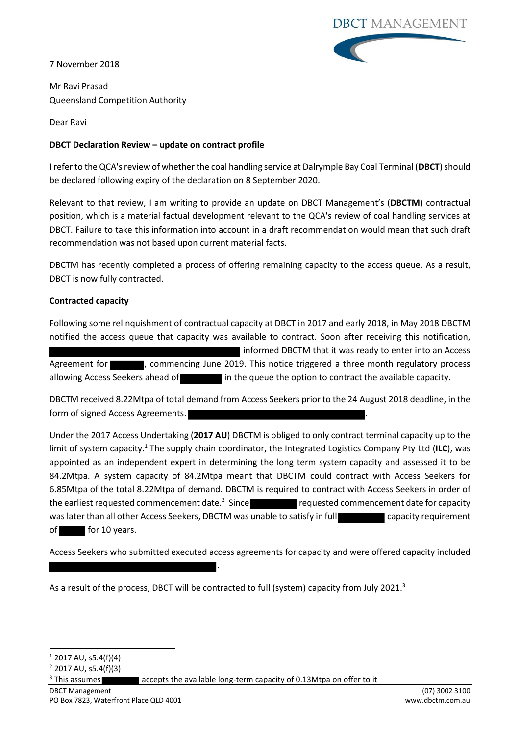7 November 2018

Mr Ravi Prasad
Queensland Competition Authority

Dear Ravi

**DBCT Declaration Review – update on contract profile**

I refer to the QCA's review of whether the coal handling service at Dalrymple Bay Coal Terminal (**DBCT**) should be declared following expiry of the declaration on 8 September 2020.

Relevant to that review, I am writing to provide an update on DBCT Management's (**DBCTM**) contractual position, which is a material factual development relevant to the QCA's review of coal handling services at DBCT. Failure to take this information into account in a draft recommendation would mean that such draft recommendation was not based upon current material facts.

DBCTM has recently completed a process of offering remaining capacity to the access queue. As a result, DBCT is now fully contracted.

**Contracted capacity**

Following some relinquishment of contractual capacity at DBCT in 2017 and early 2018, in May 2018 DBCTM notified the access queue that capacity was available to contract. Soon after receiving this notification, ██████ informed DBCTM that it was ready to enter into an Access Agreement for ██████, commencing June 2019. This notice triggered a three month regulatory process allowing Access Seekers ahead of ██████ in the queue the option to contract the available capacity.

DBCTM received 8.22Mtpa of total demand from Access Seekers prior to the 24 August 2018 deadline, in the form of signed Access Agreements. ██████.

Under the 2017 Access Undertaking (**2017 AU**) DBCTM is obliged to only contract terminal capacity up to the limit of system capacity.[1] The supply chain coordinator, the Integrated Logistics Company Pty Ltd (**ILC**), was appointed as an independent expert in determining the long term system capacity and assessed it to be 84.2Mtpa. A system capacity of 84.2Mtpa meant that DBCTM could contract with Access Seekers for 6.85Mtpa of the total 8.22Mtpa of demand. DBCTM is required to contract with Access Seekers in order of the earliest requested commencement date.[2] Since ██████ requested commencement date for capacity was later than all other Access Seekers, DBCTM was unable to satisfy in full ██████ capacity requirement of ██████ for 10 years.

Access Seekers who submitted executed access agreements for capacity and were offered capacity included ██████.

As a result of the process, DBCT will be contracted to full (system) capacity from July 2021.[3]

---

[1] 2017 AU, s5.4(f)(4)

[2] 2017 AU, s5.4(f)(3)

[3] This assumes ██████ accepts the available long-term capacity of 0.13Mtpa on offer to it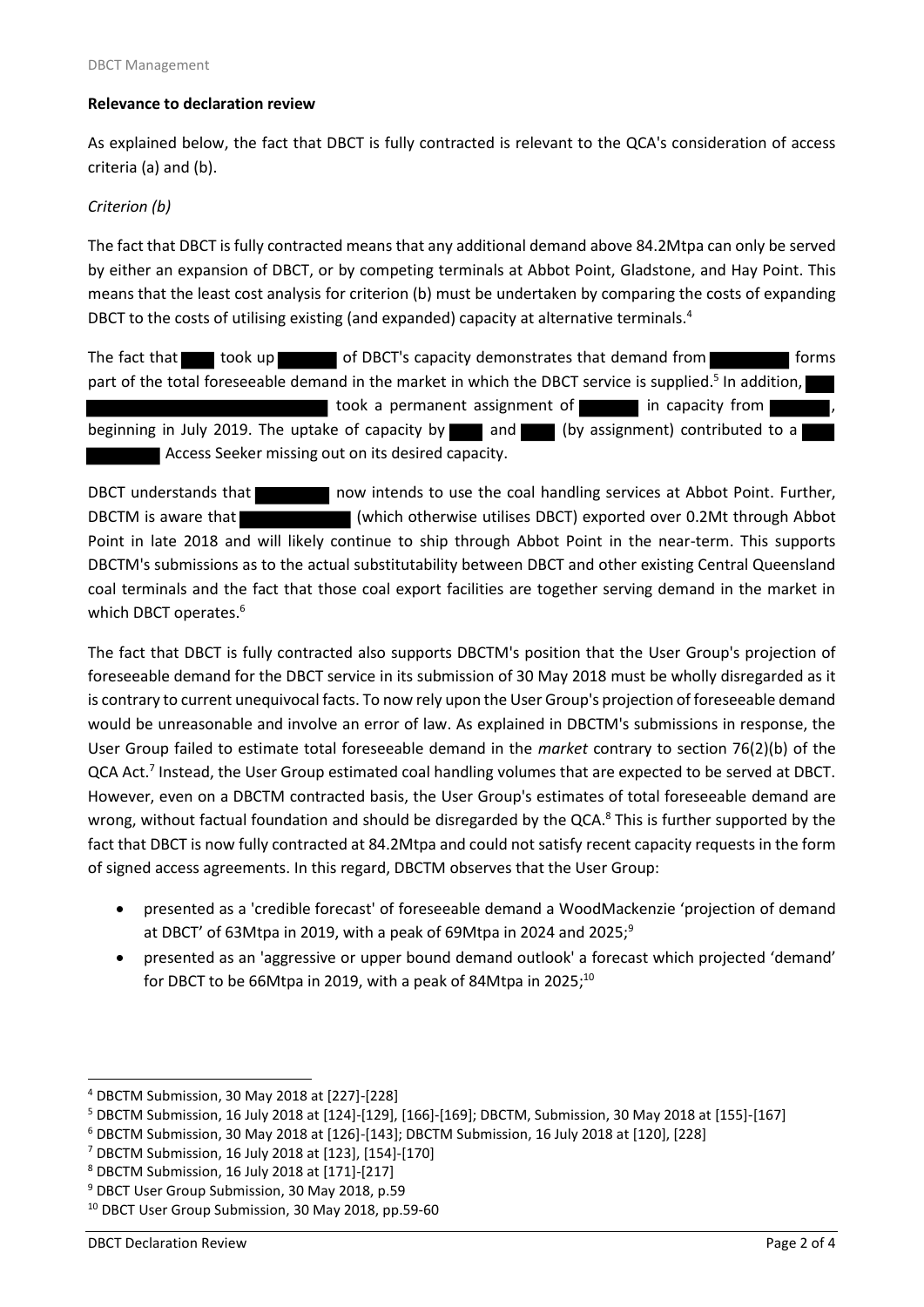**Relevance to declaration review**

As explained below, the fact that DBCT is fully contracted is relevant to the QCA's consideration of access criteria (a) and (b).

*Criterion (b)*

The fact that DBCT is fully contracted means that any additional demand above 84.2Mtpa can only be served by either an expansion of DBCT, or by competing terminals at Abbot Point, Gladstone, and Hay Point. This means that the least cost analysis for criterion (b) must be undertaken by comparing the costs of expanding DBCT to the costs of utilising existing (and expanded) capacity at alternative terminals.[4]

The fact that [redacted] took up [redacted] of DBCT's capacity demonstrates that demand from [redacted] forms part of the total foreseeable demand in the market in which the DBCT service is supplied.[5] In addition, [redacted] took a permanent assignment of [redacted] in capacity from [redacted], beginning in July 2019. The uptake of capacity by [redacted] and [redacted] (by assignment) contributed to a [redacted] Access Seeker missing out on its desired capacity.

DBCT understands that [redacted] now intends to use the coal handling services at Abbot Point. Further, DBCTM is aware that [redacted] (which otherwise utilises DBCT) exported over 0.2Mt through Abbot Point in late 2018 and will likely continue to ship through Abbot Point in the near-term. This supports DBCTM's submissions as to the actual substitutability between DBCT and other existing Central Queensland coal terminals and the fact that those coal export facilities are together serving demand in the market in which DBCT operates.[6]

The fact that DBCT is fully contracted also supports DBCTM's position that the User Group's projection of foreseeable demand for the DBCT service in its submission of 30 May 2018 must be wholly disregarded as it is contrary to current unequivocal facts. To now rely upon the User Group's projection of foreseeable demand would be unreasonable and involve an error of law. As explained in DBCTM's submissions in response, the User Group failed to estimate total foreseeable demand in the *market* contrary to section 76(2)(b) of the QCA Act.[7] Instead, the User Group estimated coal handling volumes that are expected to be served at DBCT. However, even on a DBCTM contracted basis, the User Group's estimates of total foreseeable demand are wrong, without factual foundation and should be disregarded by the QCA.[8] This is further supported by the fact that DBCT is now fully contracted at 84.2Mtpa and could not satisfy recent capacity requests in the form of signed access agreements. In this regard, DBCTM observes that the User Group:

- presented as a 'credible forecast' of foreseeable demand a WoodMackenzie 'projection of demand at DBCT' of 63Mtpa in 2019, with a peak of 69Mtpa in 2024 and 2025;[9]
- presented as an 'aggressive or upper bound demand outlook' a forecast which projected 'demand' for DBCT to be 66Mtpa in 2019, with a peak of 84Mtpa in 2025;[10]

---

[4] DBCTM Submission, 30 May 2018 at [227]-[228]

[5] DBCTM Submission, 16 July 2018 at [124]-[129], [166]-[169]; DBCTM, Submission, 30 May 2018 at [155]-[167]

[6] DBCTM Submission, 30 May 2018 at [126]-[143]; DBCTM Submission, 16 July 2018 at [120], [228]

[7] DBCTM Submission, 16 July 2018 at [123], [154]-[170]

[8] DBCTM Submission, 16 July 2018 at [171]-[217]

[9] DBCT User Group Submission, 30 May 2018, p.59

[10] DBCT User Group Submission, 30 May 2018, pp.59-60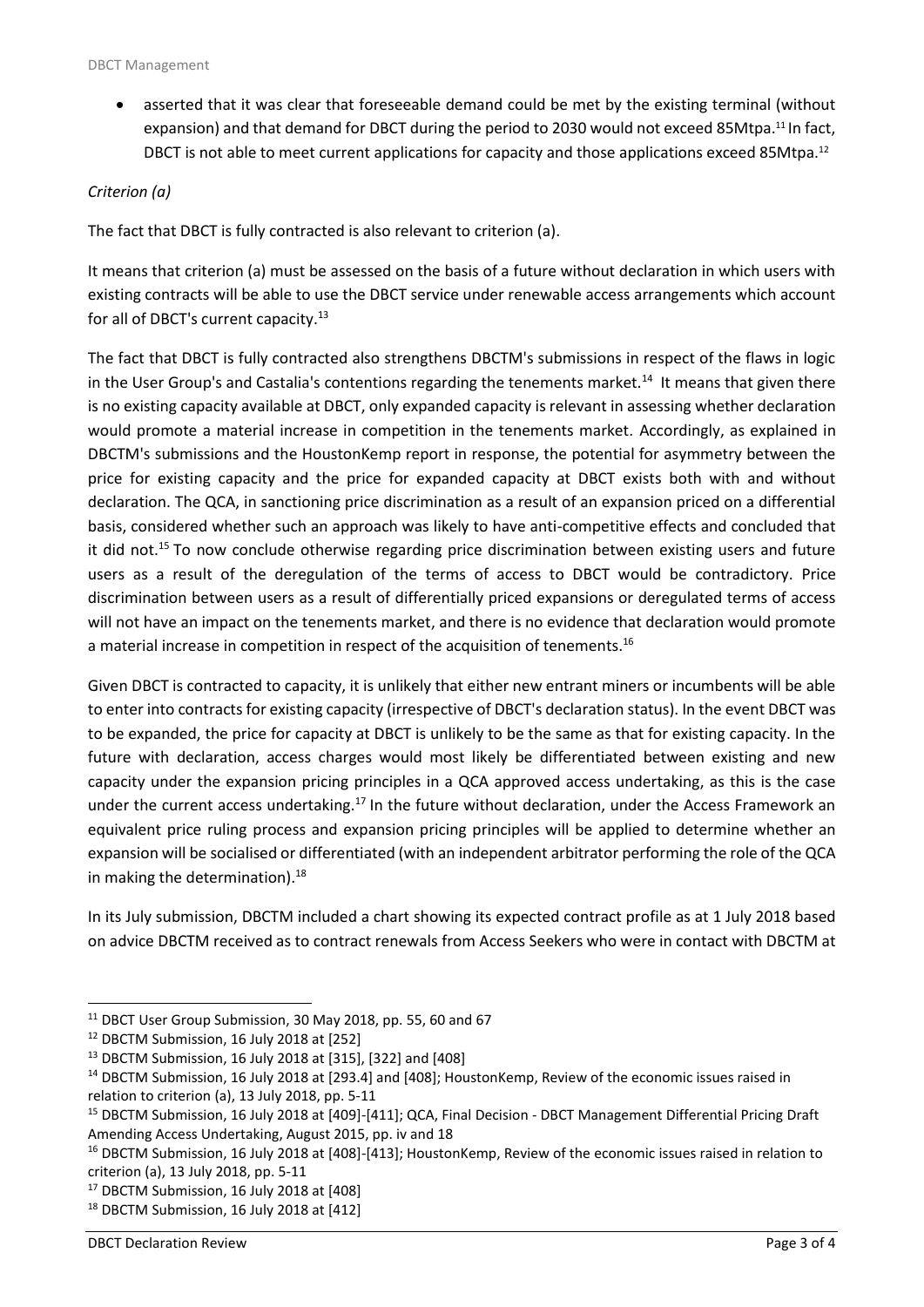- asserted that it was clear that foreseeable demand could be met by the existing terminal (without expansion) and that demand for DBCT during the period to 2030 would not exceed 85Mtpa.[11] In fact, DBCT is not able to meet current applications for capacity and those applications exceed 85Mtpa.[12]

*Criterion (a)*

The fact that DBCT is fully contracted is also relevant to criterion (a).

It means that criterion (a) must be assessed on the basis of a future without declaration in which users with existing contracts will be able to use the DBCT service under renewable access arrangements which account for all of DBCT's current capacity.[13]

The fact that DBCT is fully contracted also strengthens DBCTM's submissions in respect of the flaws in logic in the User Group's and Castalia's contentions regarding the tenements market.[14] It means that given there is no existing capacity available at DBCT, only expanded capacity is relevant in assessing whether declaration would promote a material increase in competition in the tenements market. Accordingly, as explained in DBCTM's submissions and the HoustonKemp report in response, the potential for asymmetry between the price for existing capacity and the price for expanded capacity at DBCT exists both with and without declaration. The QCA, in sanctioning price discrimination as a result of an expansion priced on a differential basis, considered whether such an approach was likely to have anti-competitive effects and concluded that it did not.[15] To now conclude otherwise regarding price discrimination between existing users and future users as a result of the deregulation of the terms of access to DBCT would be contradictory. Price discrimination between users as a result of differentially priced expansions or deregulated terms of access will not have an impact on the tenements market, and there is no evidence that declaration would promote a material increase in competition in respect of the acquisition of tenements.[16]

Given DBCT is contracted to capacity, it is unlikely that either new entrant miners or incumbents will be able to enter into contracts for existing capacity (irrespective of DBCT's declaration status). In the event DBCT was to be expanded, the price for capacity at DBCT is unlikely to be the same as that for existing capacity. In the future with declaration, access charges would most likely be differentiated between existing and new capacity under the expansion pricing principles in a QCA approved access undertaking, as this is the case under the current access undertaking.[17] In the future without declaration, under the Access Framework an equivalent price ruling process and expansion pricing principles will be applied to determine whether an expansion will be socialised or differentiated (with an independent arbitrator performing the role of the QCA in making the determination).[18]

In its July submission, DBCTM included a chart showing its expected contract profile as at 1 July 2018 based on advice DBCTM received as to contract renewals from Access Seekers who were in contact with DBCTM at

---

[11] DBCT User Group Submission, 30 May 2018, pp. 55, 60 and 67

[12] DBCTM Submission, 16 July 2018 at [252]

[13] DBCTM Submission, 16 July 2018 at [315], [322] and [408]

[14] DBCTM Submission, 16 July 2018 at [293.4] and [408]; HoustonKemp, Review of the economic issues raised in relation to criterion (a), 13 July 2018, pp. 5-11

[15] DBCTM Submission, 16 July 2018 at [409]-[411]; QCA, Final Decision - DBCT Management Differential Pricing Draft Amending Access Undertaking, August 2015, pp. iv and 18

[16] DBCTM Submission, 16 July 2018 at [408]-[413]; HoustonKemp, Review of the economic issues raised in relation to criterion (a), 13 July 2018, pp. 5-11

[17] DBCTM Submission, 16 July 2018 at [408]

[18] DBCTM Submission, 16 July 2018 at [412]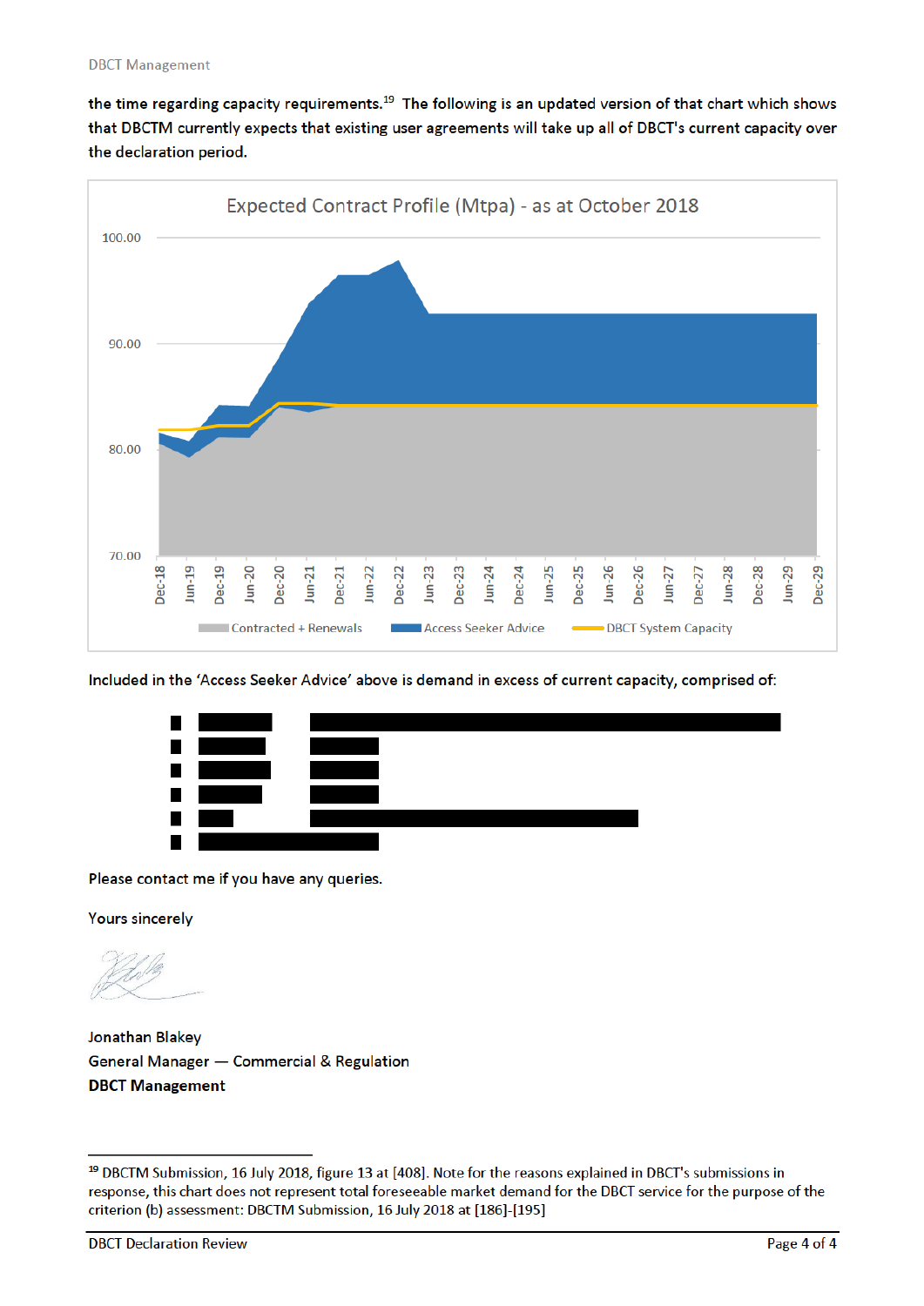the time regarding capacity requirements.[19] The following is an updated version of that chart which shows that DBCTM currently expects that existing user agreements will take up all of DBCT's current capacity over the declaration period.

Expected Contract Profile (Mtpa) - as at October 2018

100.00
90.00
80.00
70.00

Dec-18, Jun-19, Dec-19, Jun-20, Dec-20, Jun-21, Dec-21, Jun-22, Dec-22, Jun-23, Dec-23, Jun-24, Dec-24, Jun-25, Dec-25, Jun-26, Dec-26, Jun-27, Dec-27, Jun-28, Dec-28, Jun-29, Dec-29

Contracted + Renewals
Access Seeker Advice
DBCT System Capacity

Included in the 'Access Seeker Advice' above is demand in excess of current capacity, comprised of:

- ██████ ████████████████████████████████████
- █████ █████
- ██████ █████
- █████ █████
- ███ ████████████████████████
- ██████████████

Please contact me if you have any queries.

Yours sincerely

Jonathan Blakey
General Manager — Commercial & Regulation
**DBCT Management**

[19] DBCTM Submission, 16 July 2018, figure 13 at [408]. Note for the reasons explained in DBCT's submissions in response, this chart does not represent total foreseeable market demand for the DBCT service for the purpose of the criterion (b) assessment: DBCTM Submission, 16 July 2018 at [186]-[195]